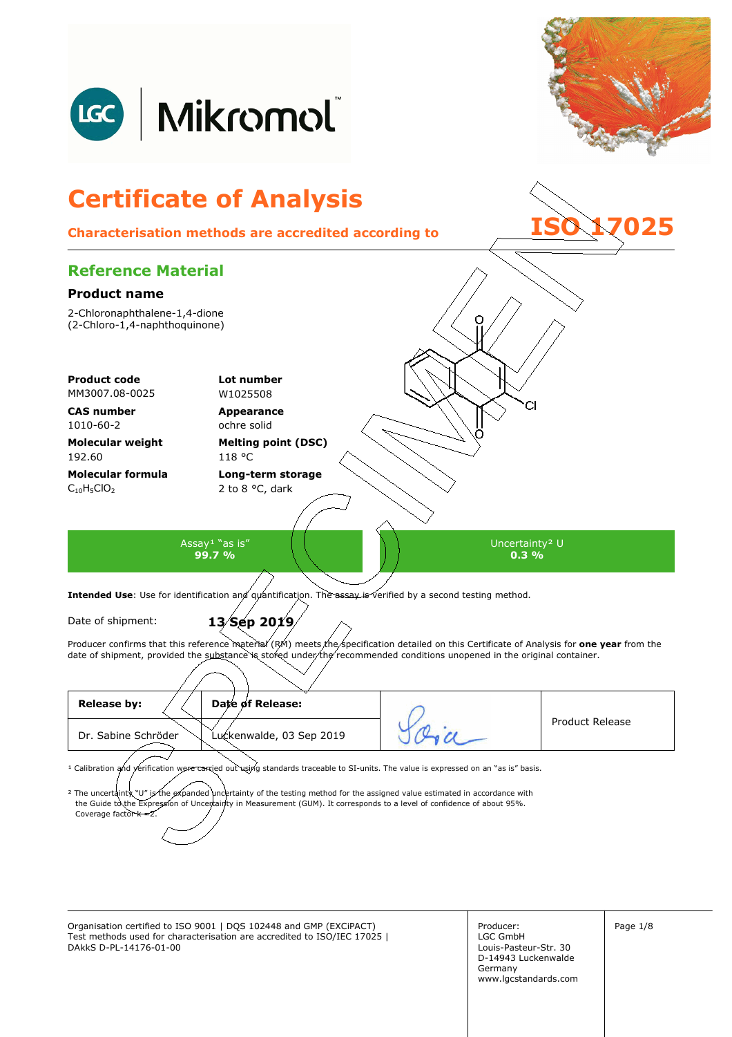# Certificate of Analysis

**Characterisation methods are accredited according to ISO 17025**

## Reference Material

### Product name

2-Chloronaphthalene-1,4-dione
(2-Chloro-1,4-naphthoquinone)

| | |
|---|---|
| **Product code** | **Lot number** |
| MM3007.08-0025 | W1025508 |
| **CAS number** | **Appearance** |
| 1010-60-2 | ochre solid |
| **Molecular weight** | **Melting point (DSC)** |
| 192.60 | 118 °C |
| **Molecular formula** | **Long-term storage** |
| $C_{10}H_5ClO_2$ | 2 to 8 °C, dark |

| Assay[1] "as is" | Uncertainty[2] U |
|---|---|
| **99.7 %** | **0.3 %** |

**Intended Use**: Use for identification and quantification. The assay is verified by a second testing method.

Date of shipment: **13 Sep 2019**

Producer confirms that this reference material (RM) meets the specification detailed on this Certificate of Analysis for **one year** from the date of shipment, provided the substance is stored under the recommended conditions unopened in the original container.

| **Release by:** | **Date of Release:** | | |
|---|---|---|---|
| Dr. Sabine Schröder | Luckenwalde, 03 Sep 2019 | [signature] | Product Release |

[1] Calibration and verification were carried out using standards traceable to SI-units. The value is expressed on an "as is" basis.

[2] The uncertainty "U" is the expanded uncertainty of the testing method for the assigned value estimated in accordance with the Guide to the Expression of Uncertainty in Measurement (GUM). It corresponds to a level of confidence of about 95%. Coverage factor k = 2.

Organisation certified to ISO 9001 | DQS 102448 and GMP (EXCiPACT)
Test methods used for characterisation are accredited to ISO/IEC 17025 | DAkkS D-PL-14176-01-00

Producer:
LGC GmbH
Louis-Pasteur-Str. 30
D-14943 Luckenwalde
Germany
www.lgcstandards.com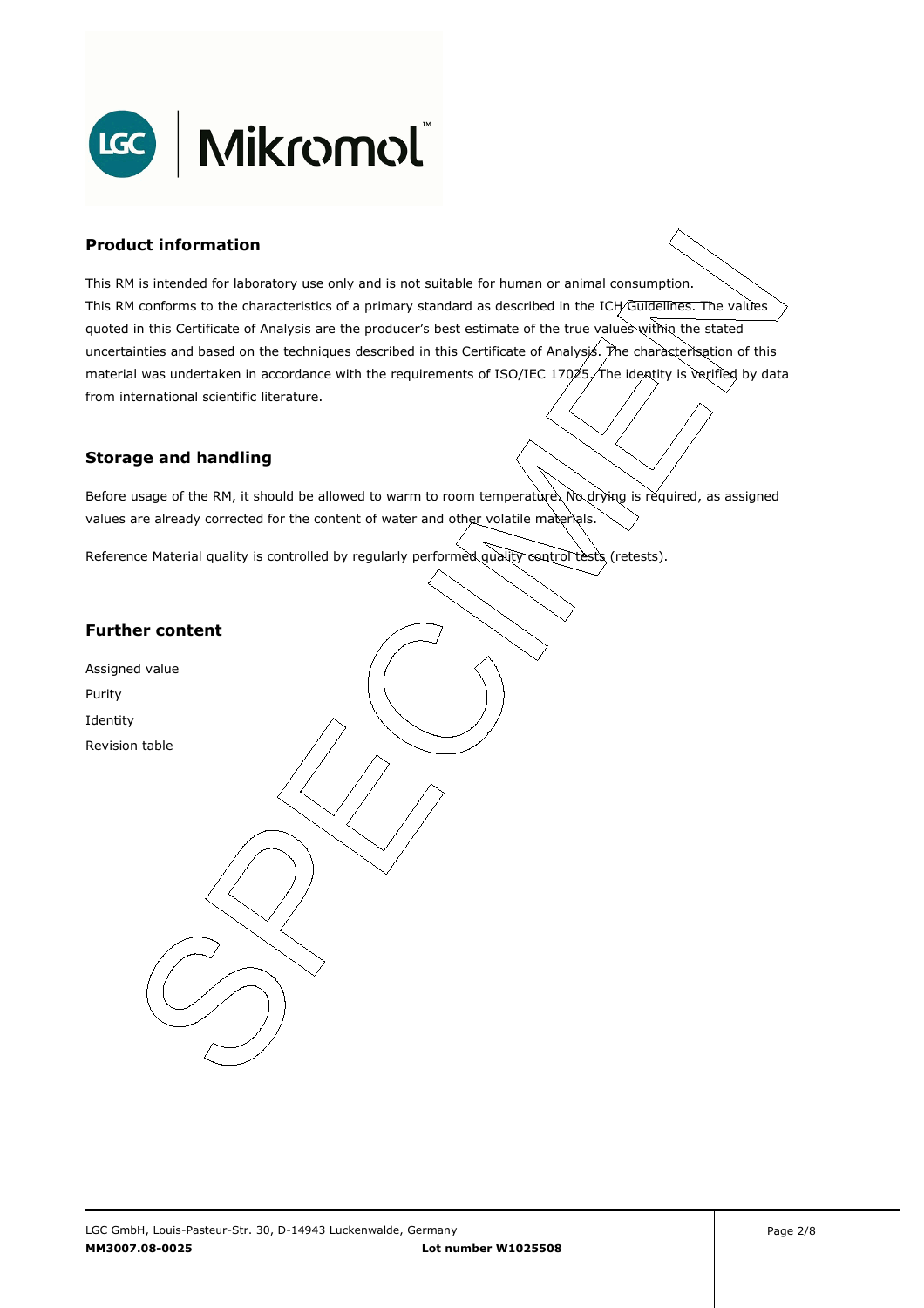## Product information

This RM is intended for laboratory use only and is not suitable for human or animal consumption.
This RM conforms to the characteristics of a primary standard as described in the ICH Guidelines. The values quoted in this Certificate of Analysis are the producer's best estimate of the true values within the stated uncertainties and based on the techniques described in this Certificate of Analysis. The characterisation of this material was undertaken in accordance with the requirements of ISO/IEC 17025. The identity is verified by data from international scientific literature.

## Storage and handling

Before usage of the RM, it should be allowed to warm to room temperature. No drying is required, as assigned values are already corrected for the content of water and other volatile materials.

Reference Material quality is controlled by regularly performed quality control tests (retests).

## Further content

Assigned value
Purity
Identity
Revision table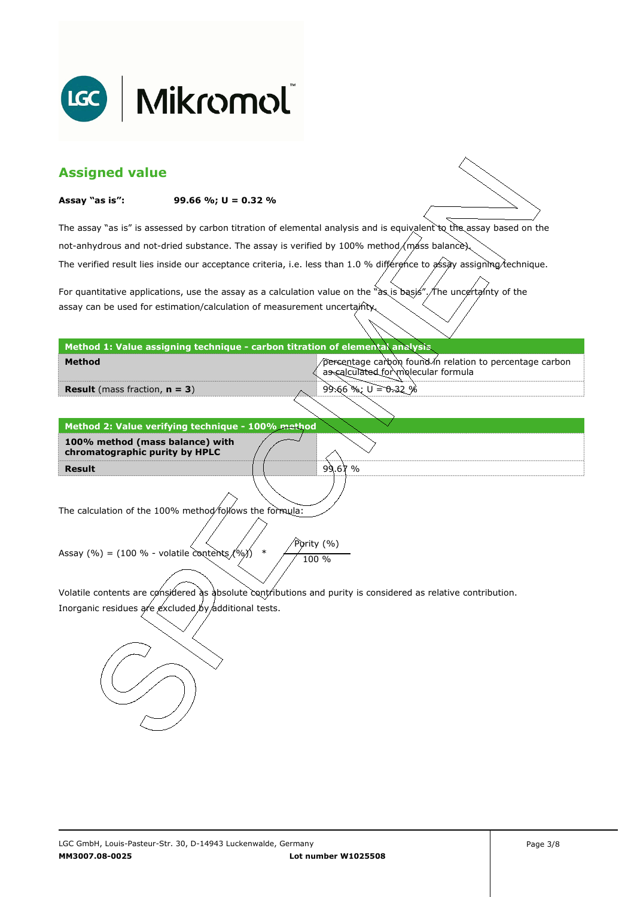## Assigned value

**Assay "as is":** **99.66 %; U = 0.32 %**

The assay "as is" is assessed by carbon titration of elemental analysis and is equivalent to the assay based on the not-anhydrous and not-dried substance. The assay is verified by 100% method (mass balance).
The verified result lies inside our acceptance criteria, i.e. less than 1.0 % difference to assay assigning technique.

For quantitative applications, use the assay as a calculation value on the "as is basis". The uncertainty of the assay can be used for estimation/calculation of measurement uncertainty.

| Method 1: Value assigning technique - carbon titration of elemental analysis | |
|---|---|
| **Method** | percentage carbon found in relation to percentage carbon as calculated for molecular formula |
| **Result** (mass fraction, **n = 3**) | 99.66 %; U = 0.32 % |

| Method 2: Value verifying technique - 100% method | |
|---|---|
| **100% method (mass balance) with chromatographic purity by HPLC** | |
| **Result** | 99.67 % |

The calculation of the 100% method follows the formula:

$$\text{Assay (\%)} = (100\ \% - \text{volatile contents (\%)}) \quad * \quad \frac{\text{Purity (\%)}}{100\ \%}$$

Volatile contents are considered as absolute contributions and purity is considered as relative contribution.
Inorganic residues are excluded by additional tests.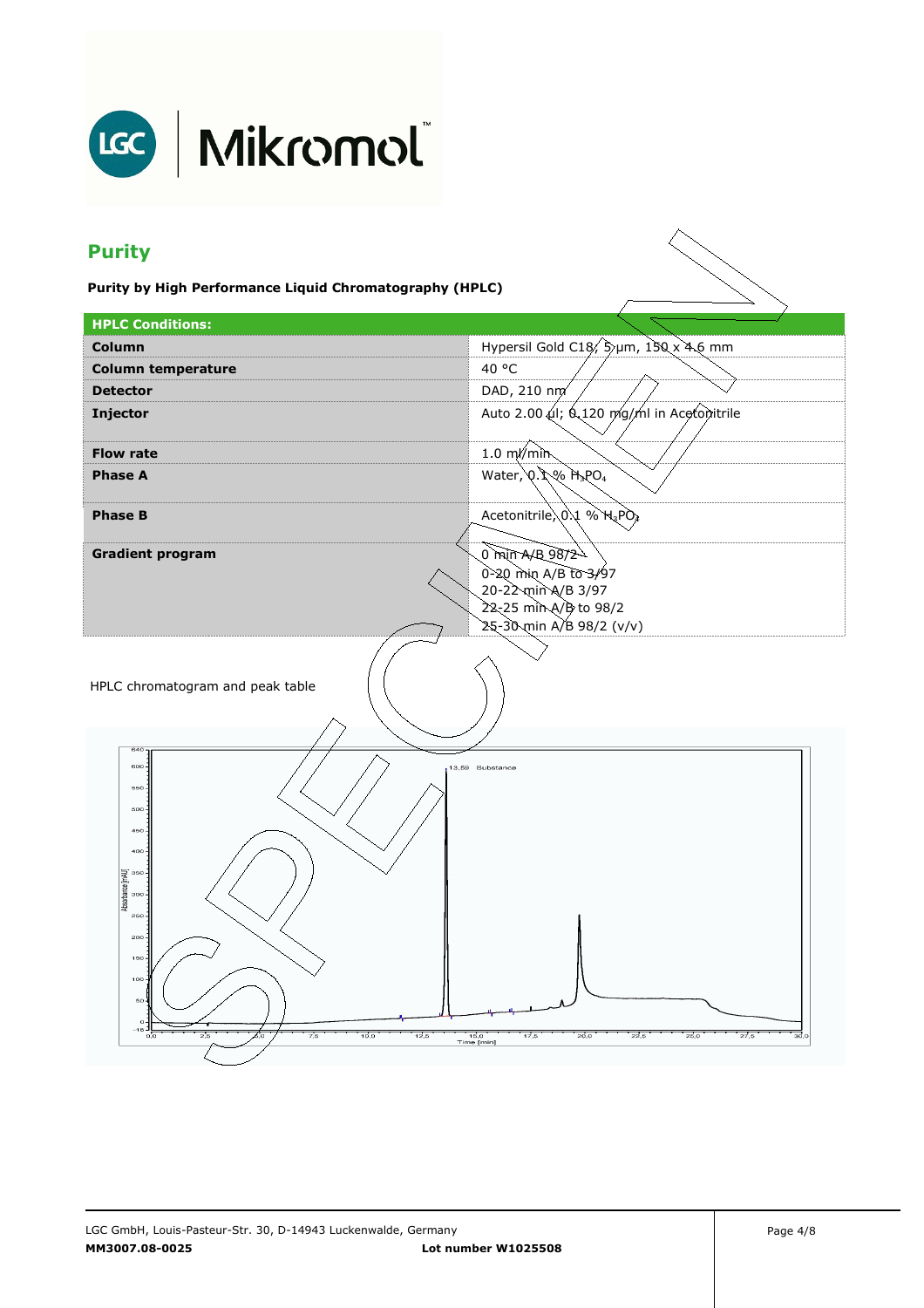## Purity

**Purity by High Performance Liquid Chromatography (HPLC)**

| HPLC Conditions: | |
|---|---|
| **Column** | Hypersil Gold C18, 5 µm, 150 x 4.6 mm |
| **Column temperature** | 40 °C |
| **Detector** | DAD, 210 nm |
| **Injector** | Auto 2.00 µl; 0.120 mg/ml in Acetonitrile |
| **Flow rate** | 1.0 ml/min |
| **Phase A** | Water, 0.1 % $H_3PO_4$ |
| **Phase B** | Acetonitrile, 0.1 % $H_3PO_4$ |
| **Gradient program** | 0 min A/B 98/2<br>0-20 min A/B to 3/97<br>20-22 min A/B 3/97<br>22-25 min A/B to 98/2<br>25-30 min A/B 98/2 (v/v) |

HPLC chromatogram and peak table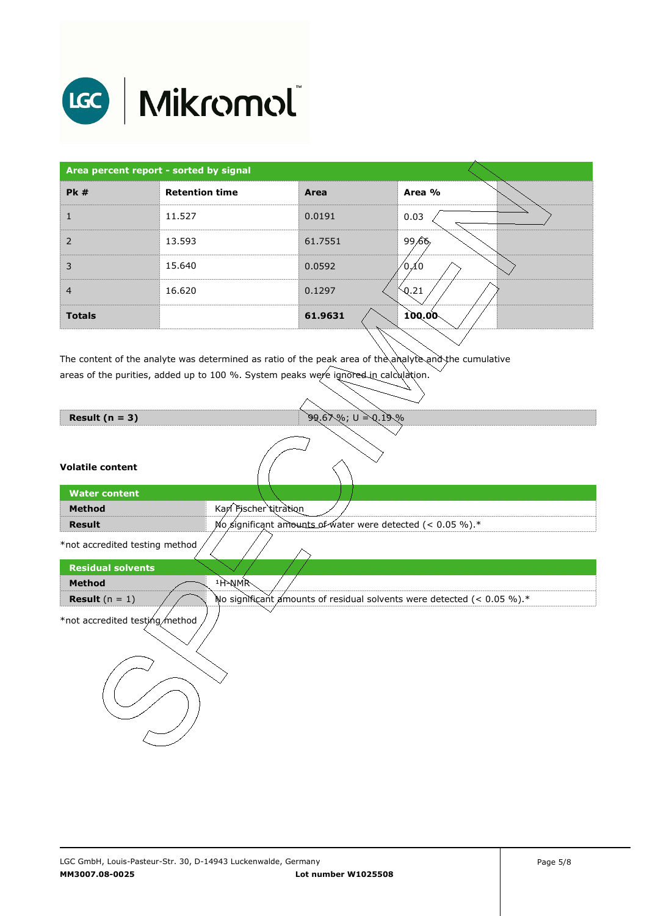| Area percent report - sorted by signal | | | | |
|---|---|---|---|---|
| **Pk #** | **Retention time** | **Area** | **Area %** | |
| 1 | 11.527 | 0.0191 | 0.03 | |
| 2 | 13.593 | 61.7551 | 99.66 | |
| 3 | 15.640 | 0.0592 | 0.10 | |
| 4 | 16.620 | 0.1297 | 0.21 | |
| **Totals** | | **61.9631** | **100.00** | |

The content of the analyte was determined as ratio of the peak area of the analyte and the cumulative areas of the purities, added up to 100 %. System peaks were ignored in calculation.

| **Result (n = 3)** | 99.67 %; U = 0.19 % |
|---|---|

**Volatile content**

| Water content | |
|---|---|
| **Method** | Karl Fischer titration |
| **Result** | No significant amounts of water were detected (< 0.05 %).* |

*not accredited testing method

| Residual solvents | |
|---|---|
| **Method** | $^{1}$H-NMR |
| **Result** (n = 1) | No significant amounts of residual solvents were detected (< 0.05 %).* |

*not accredited testing method

LGC GmbH, Louis-Pasteur-Str. 30, D-14943 Luckenwalde, Germany

**MM3007.08-0025** **Lot number W1025508**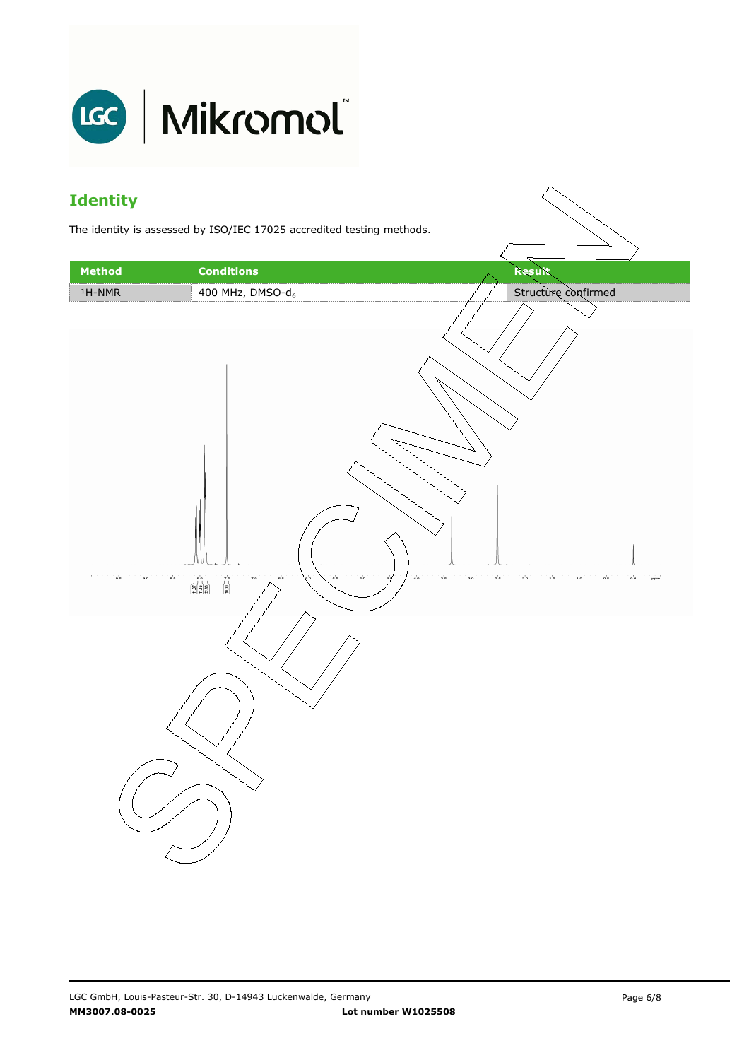## Identity

The identity is assessed by ISO/IEC 17025 accredited testing methods.

| Method | Conditions | Result |
|---|---|---|
| $^{1}$H-NMR | 400 MHz, DMSO-$d_6$ | Structure confirmed |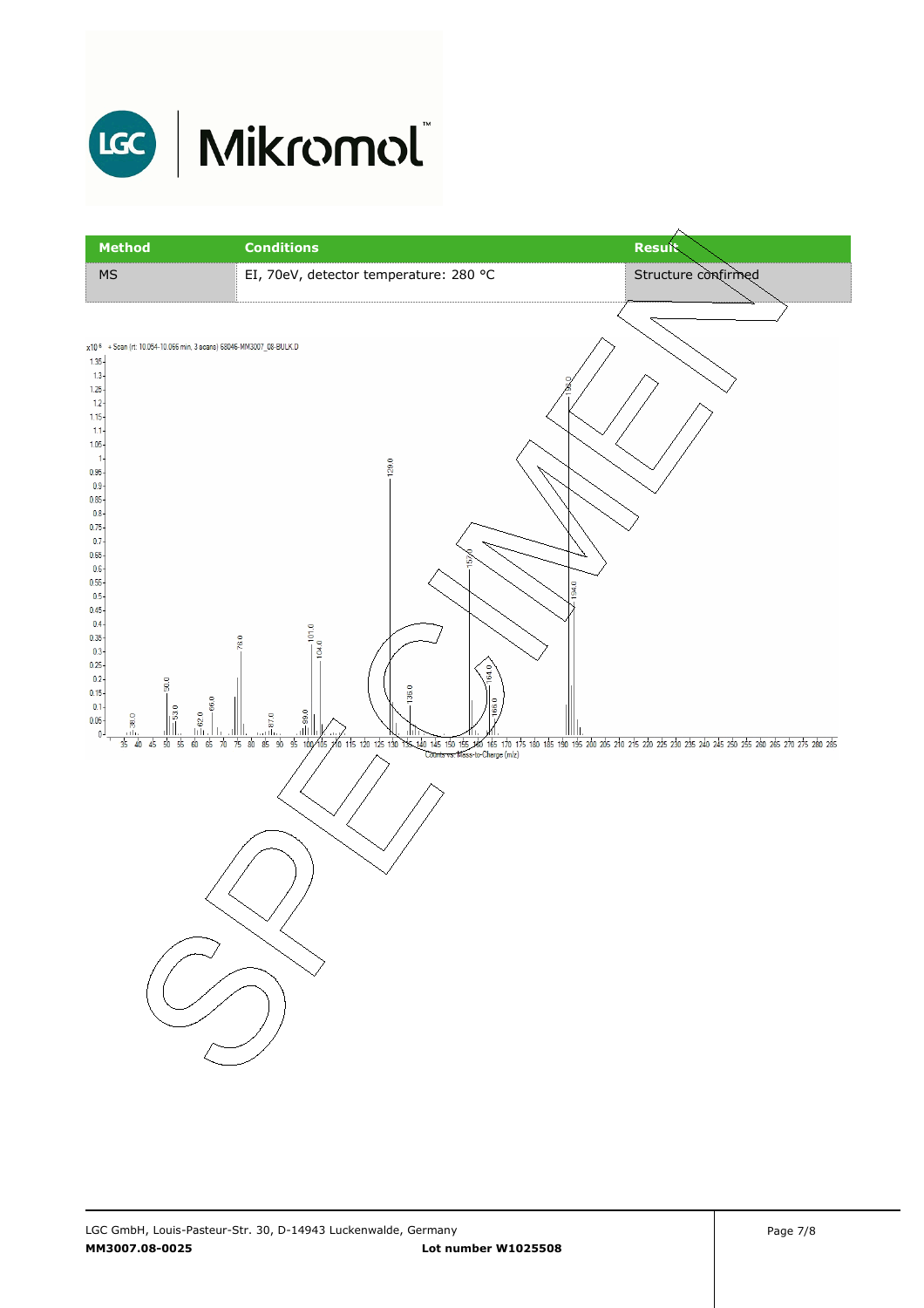| Method | Conditions | Result |
|---|---|---|
| MS | EI, 70eV, detector temperature: 280 °C | Structure confirmed |

x10^6 + Scan (rt: 10.054-10.066 min, 3 scans) 68046-MM3007_08-BULK.D

Counts vs. Mass-to-Charge (m/z)

Labeled peaks: 38.0, 50.0, 53.0, 62.0, 66.0, 76.0, 87.0, 99.0, 101.0, 104.0, 129.0, 136.0, 157.0, 164.0, 166.0, 193.0, 194.0

LGC GmbH, Louis-Pasteur-Str. 30, D-14943 Luckenwalde, Germany

**MM3007.08-0025** **Lot number W1025508**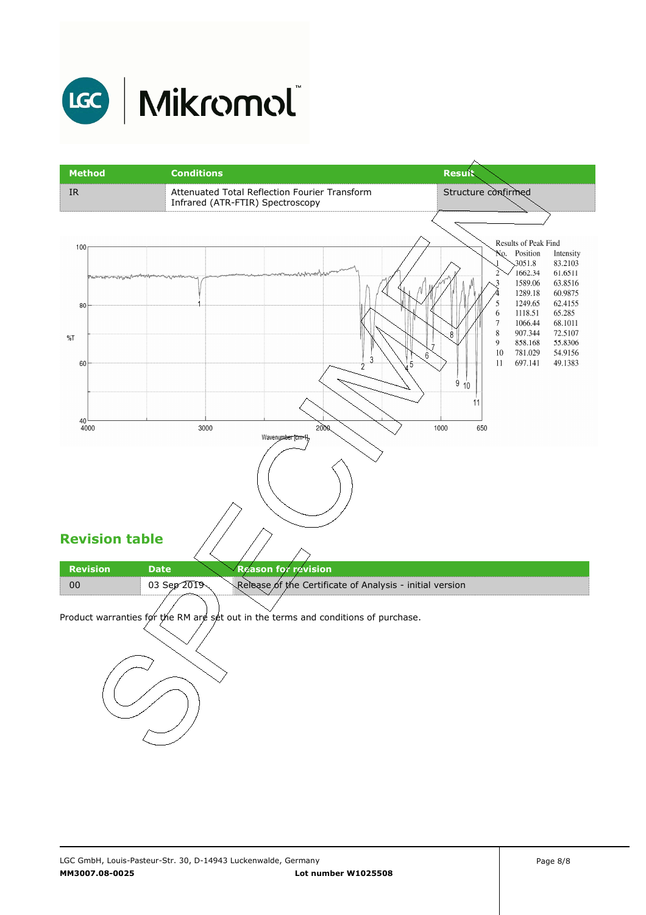| Method | Conditions | Result |
| --- | --- | --- |
| IR | Attenuated Total Reflection Fourier Transform Infrared (ATR-FTIR) Spectroscopy | Structure confirmed |

100
80
%T
60
40
4000
3000
2000
1000
650
Wavenumber [cm-1]
1 2 3 4 5 6 7 8 9 10 11

Results of Peak Find

No. Position Intensity
1 3051.8 83.2103
2 1662.34 61.6511
3 1589.06 63.8516
4 1289.18 60.9875
5 1249.65 62.4155
6 1118.51 65.285
7 1066.44 68.1011
8 907.344 72.5107
9 858.168 55.8306
10 781.029 54.9156
11 697.141 49.1383

## Revision table

| Revision | Date | Reason for revision |
| --- | --- | --- |
| 00 | 03 Sep 2019 | Release of the Certificate of Analysis - initial version |

Product warranties for the RM are set out in the terms and conditions of purchase.

LGC GmbH, Louis-Pasteur-Str. 30, D-14943 Luckenwalde, Germany

**MM3007.08-0025** **Lot number W1025508**